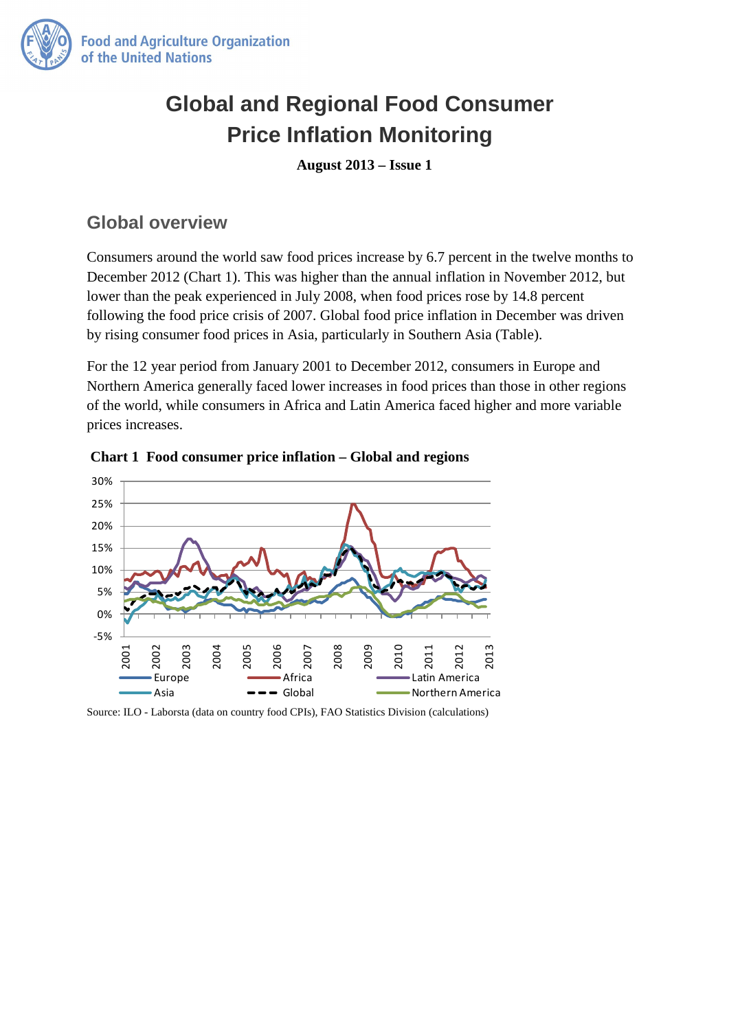# Global and Regional Food Consumer Price Inflation Monitoring

**August 2013 – Issue 1**

## Global overview

Consumers around the world saw food prices increase by 6.7 percent in the twelve months to December 2012 (Chart 1). This was higher than the annual inflation in November 2012, but lower than the peak experienced in July 2008, when food prices rose by 14.8 percent following the food price crisis of 2007. Global food price inflation in December was driven by rising consumer food prices in Asia, particularly in Southern Asia (Table).

For the 12 year period from January 2001 to December 2012, consumers in Europe and Northern America generally faced lower increases in food prices than those in other regions of the world, while consumers in Africa and Latin America faced higher and more variable prices increases.

**Chart 1 Food consumer price inflation – Global and regions**

Source: ILO - Laborsta (data on country food CPIs), FAO Statistics Division (calculations)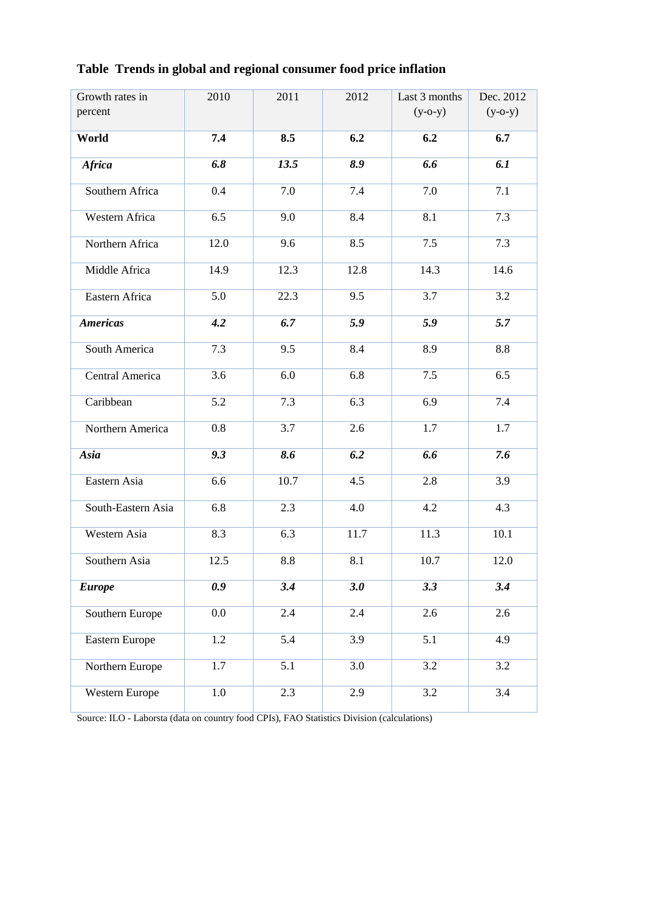**Table Trends in global and regional consumer food price inflation**

| Growth rates in percent | 2010 | 2011 | 2012 | Last 3 months (y-o-y) | Dec. 2012 (y-o-y) |
|---|---|---|---|---|---|
| **World** | **7.4** | **8.5** | **6.2** | **6.2** | **6.7** |
| ***Africa*** | ***6.8*** | ***13.5*** | ***8.9*** | ***6.6*** | ***6.1*** |
| Southern Africa | 0.4 | 7.0 | 7.4 | 7.0 | 7.1 |
| Western Africa | 6.5 | 9.0 | 8.4 | 8.1 | 7.3 |
| Northern Africa | 12.0 | 9.6 | 8.5 | 7.5 | 7.3 |
| Middle Africa | 14.9 | 12.3 | 12.8 | 14.3 | 14.6 |
| Eastern Africa | 5.0 | 22.3 | 9.5 | 3.7 | 3.2 |
| ***Americas*** | ***4.2*** | ***6.7*** | ***5.9*** | ***5.9*** | ***5.7*** |
| South America | 7.3 | 9.5 | 8.4 | 8.9 | 8.8 |
| Central America | 3.6 | 6.0 | 6.8 | 7.5 | 6.5 |
| Caribbean | 5.2 | 7.3 | 6.3 | 6.9 | 7.4 |
| Northern America | 0.8 | 3.7 | 2.6 | 1.7 | 1.7 |
| ***Asia*** | ***9.3*** | ***8.6*** | ***6.2*** | ***6.6*** | ***7.6*** |
| Eastern Asia | 6.6 | 10.7 | 4.5 | 2.8 | 3.9 |
| South-Eastern Asia | 6.8 | 2.3 | 4.0 | 4.2 | 4.3 |
| Western Asia | 8.3 | 6.3 | 11.7 | 11.3 | 10.1 |
| Southern Asia | 12.5 | 8.8 | 8.1 | 10.7 | 12.0 |
| ***Europe*** | ***0.9*** | ***3.4*** | ***3.0*** | ***3.3*** | ***3.4*** |
| Southern Europe | 0.0 | 2.4 | 2.4 | 2.6 | 2.6 |
| Eastern Europe | 1.2 | 5.4 | 3.9 | 5.1 | 4.9 |
| Northern Europe | 1.7 | 5.1 | 3.0 | 3.2 | 3.2 |
| Western Europe | 1.0 | 2.3 | 2.9 | 3.2 | 3.4 |

Source: ILO - Laborsta (data on country food CPIs), FAO Statistics Division (calculations)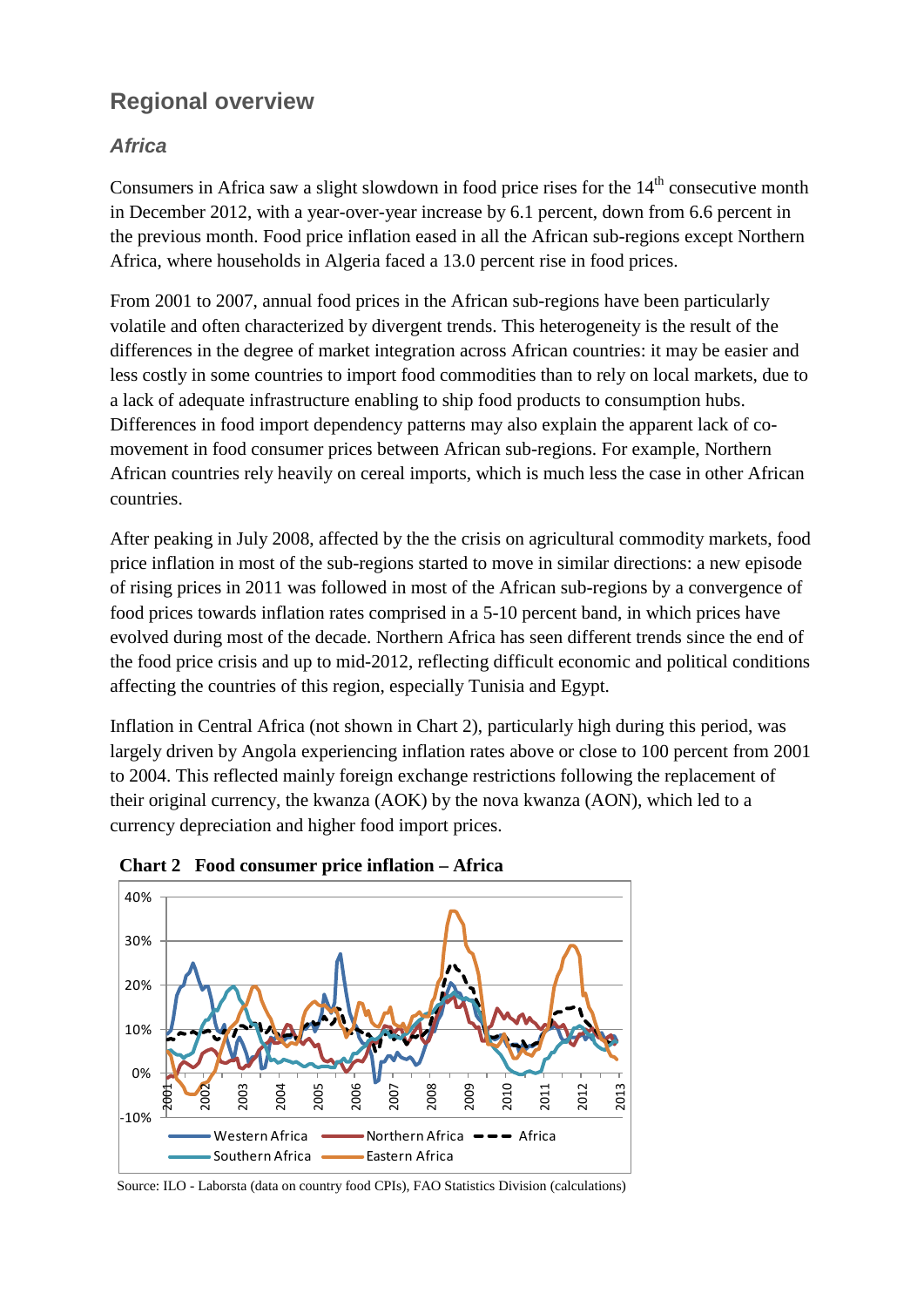## Regional overview

### *Africa*

Consumers in Africa saw a slight slowdown in food price rises for the 14th consecutive month in December 2012, with a year-over-year increase by 6.1 percent, down from 6.6 percent in the previous month. Food price inflation eased in all the African sub-regions except Northern Africa, where households in Algeria faced a 13.0 percent rise in food prices.

From 2001 to 2007, annual food prices in the African sub-regions have been particularly volatile and often characterized by divergent trends. This heterogeneity is the result of the differences in the degree of market integration across African countries: it may be easier and less costly in some countries to import food commodities than to rely on local markets, due to a lack of adequate infrastructure enabling to ship food products to consumption hubs. Differences in food import dependency patterns may also explain the apparent lack of co-movement in food consumer prices between African sub-regions. For example, Northern African countries rely heavily on cereal imports, which is much less the case in other African countries.

After peaking in July 2008, affected by the the crisis on agricultural commodity markets, food price inflation in most of the sub-regions started to move in similar directions: a new episode of rising prices in 2011 was followed in most of the African sub-regions by a convergence of food prices towards inflation rates comprised in a 5-10 percent band, in which prices have evolved during most of the decade. Northern Africa has seen different trends since the end of the food price crisis and up to mid-2012, reflecting difficult economic and political conditions affecting the countries of this region, especially Tunisia and Egypt.

Inflation in Central Africa (not shown in Chart 2), particularly high during this period, was largely driven by Angola experiencing inflation rates above or close to 100 percent from 2001 to 2004. This reflected mainly foreign exchange restrictions following the replacement of their original currency, the kwanza (AOK) by the nova kwanza (AON), which led to a currency depreciation and higher food import prices.

**Chart 2 Food consumer price inflation – Africa**

Source: ILO - Laborsta (data on country food CPIs), FAO Statistics Division (calculations)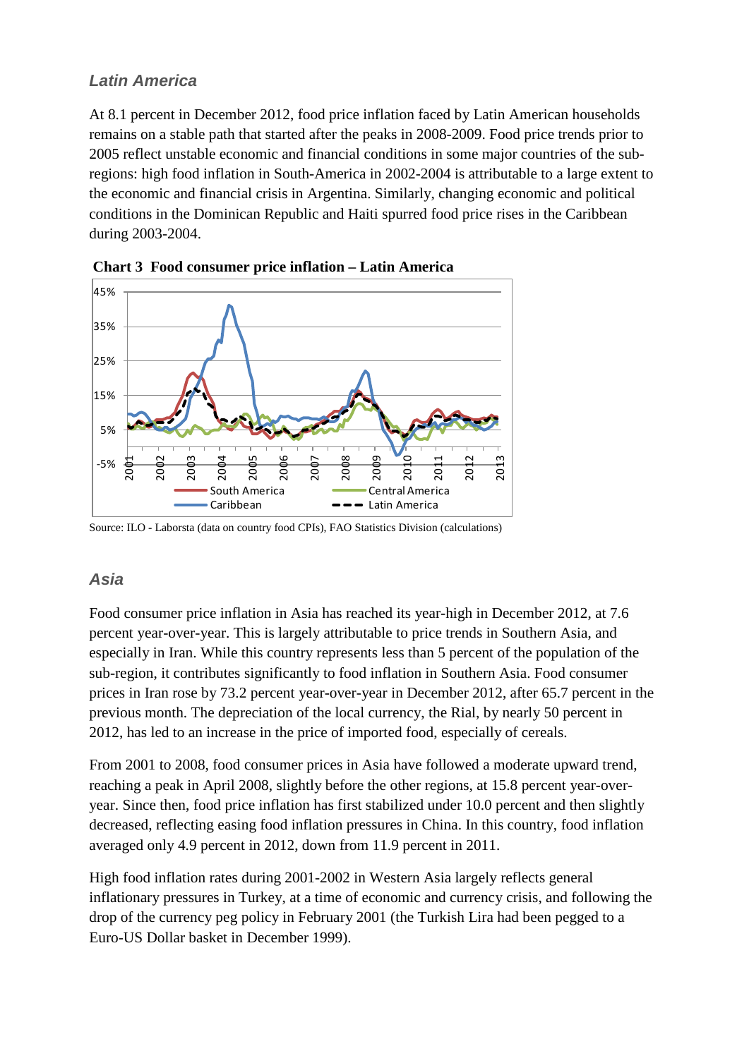### *Latin America*

At 8.1 percent in December 2012, food price inflation faced by Latin American households remains on a stable path that started after the peaks in 2008-2009. Food price trends prior to 2005 reflect unstable economic and financial conditions in some major countries of the sub-regions: high food inflation in South-America in 2002-2004 is attributable to a large extent to the economic and financial crisis in Argentina. Similarly, changing economic and political conditions in the Dominican Republic and Haiti spurred food price rises in the Caribbean during 2003-2004.

**Chart 3 Food consumer price inflation – Latin America**

Source: ILO - Laborsta (data on country food CPIs), FAO Statistics Division (calculations)

### *Asia*

Food consumer price inflation in Asia has reached its year-high in December 2012, at 7.6 percent year-over-year. This is largely attributable to price trends in Southern Asia, and especially in Iran. While this country represents less than 5 percent of the population of the sub-region, it contributes significantly to food inflation in Southern Asia. Food consumer prices in Iran rose by 73.2 percent year-over-year in December 2012, after 65.7 percent in the previous month. The depreciation of the local currency, the Rial, by nearly 50 percent in 2012, has led to an increase in the price of imported food, especially of cereals.

From 2001 to 2008, food consumer prices in Asia have followed a moderate upward trend, reaching a peak in April 2008, slightly before the other regions, at 15.8 percent year-over-year. Since then, food price inflation has first stabilized under 10.0 percent and then slightly decreased, reflecting easing food inflation pressures in China. In this country, food inflation averaged only 4.9 percent in 2012, down from 11.9 percent in 2011.

High food inflation rates during 2001-2002 in Western Asia largely reflects general inflationary pressures in Turkey, at a time of economic and currency crisis, and following the drop of the currency peg policy in February 2001 (the Turkish Lira had been pegged to a Euro-US Dollar basket in December 1999).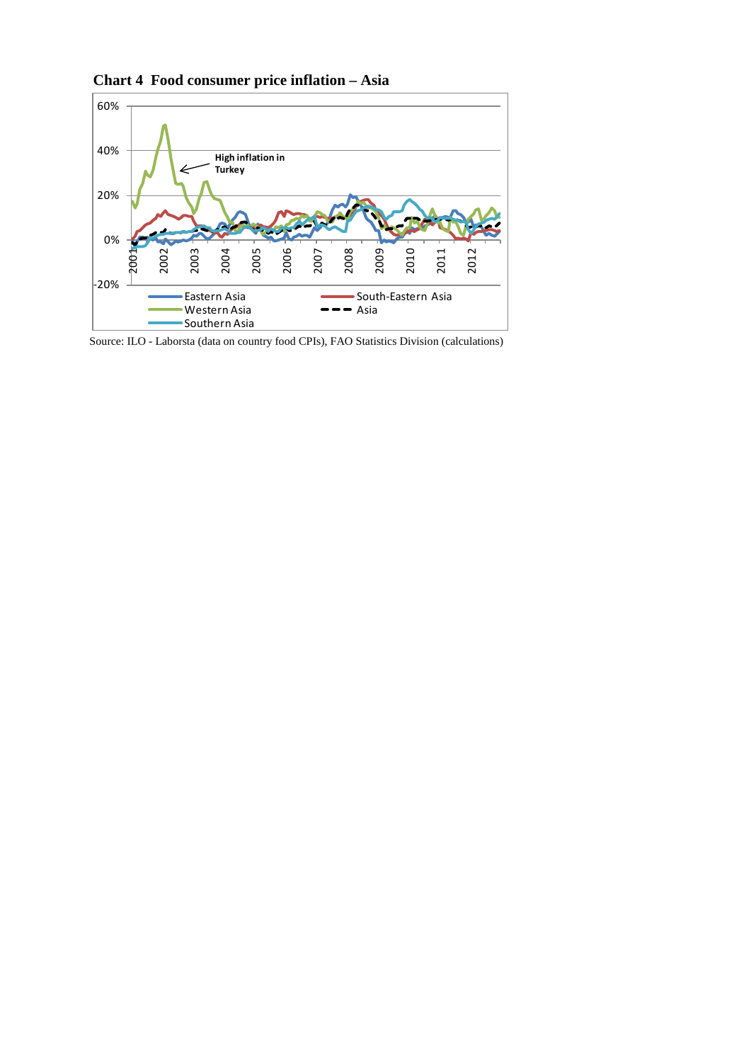**Chart 4 Food consumer price inflation – Asia**

Source: ILO - Laborsta (data on country food CPIs), FAO Statistics Division (calculations)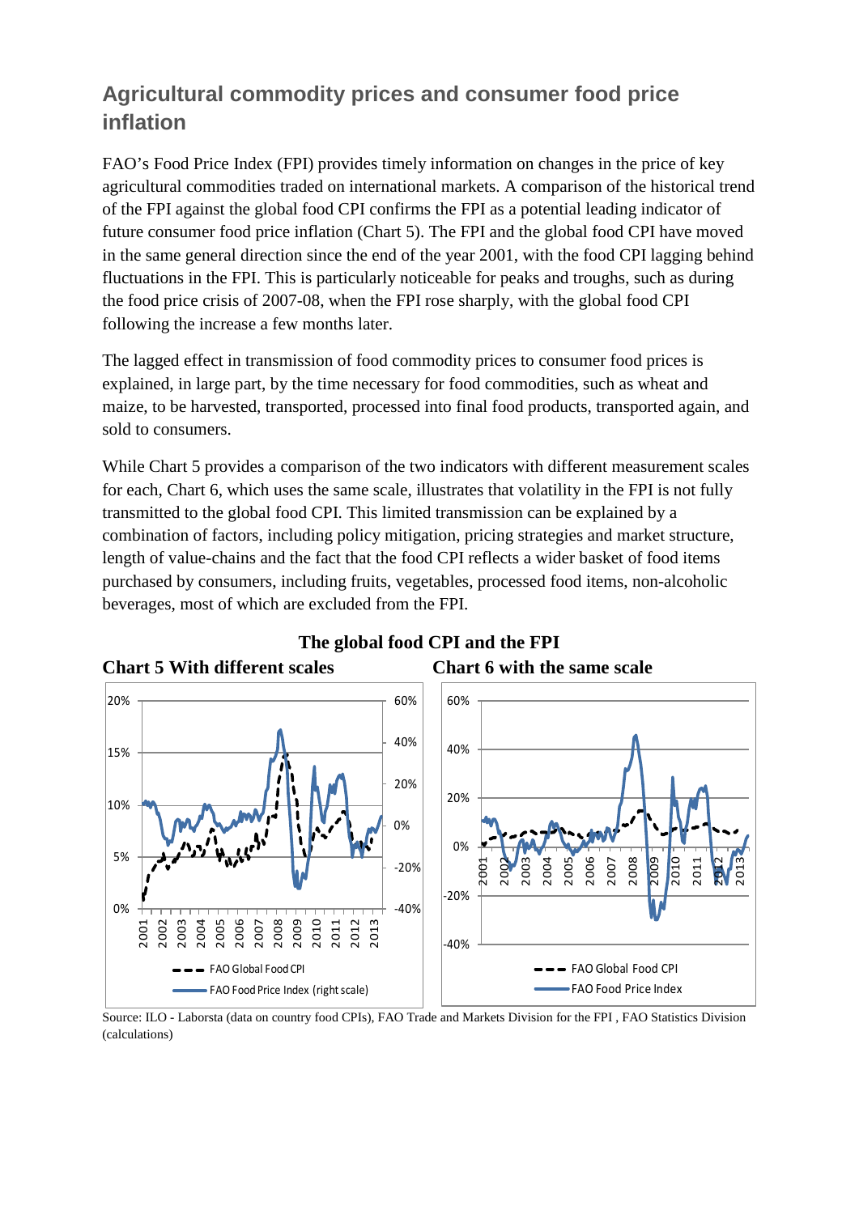## Agricultural commodity prices and consumer food price inflation

FAO's Food Price Index (FPI) provides timely information on changes in the price of key agricultural commodities traded on international markets. A comparison of the historical trend of the FPI against the global food CPI confirms the FPI as a potential leading indicator of future consumer food price inflation (Chart 5). The FPI and the global food CPI have moved in the same general direction since the end of the year 2001, with the food CPI lagging behind fluctuations in the FPI. This is particularly noticeable for peaks and troughs, such as during the food price crisis of 2007-08, when the FPI rose sharply, with the global food CPI following the increase a few months later.

The lagged effect in transmission of food commodity prices to consumer food prices is explained, in large part, by the time necessary for food commodities, such as wheat and maize, to be harvested, transported, processed into final food products, transported again, and sold to consumers.

While Chart 5 provides a comparison of the two indicators with different measurement scales for each, Chart 6, which uses the same scale, illustrates that volatility in the FPI is not fully transmitted to the global food CPI. This limited transmission can be explained by a combination of factors, including policy mitigation, pricing strategies and market structure, length of value-chains and the fact that the food CPI reflects a wider basket of food items purchased by consumers, including fruits, vegetables, processed food items, non-alcoholic beverages, most of which are excluded from the FPI.

**The global food CPI and the FPI**

**Chart 5 With different scales** | **Chart 6 with the same scale**

Source: ILO - Laborsta (data on country food CPIs), FAO Trade and Markets Division for the FPI , FAO Statistics Division (calculations)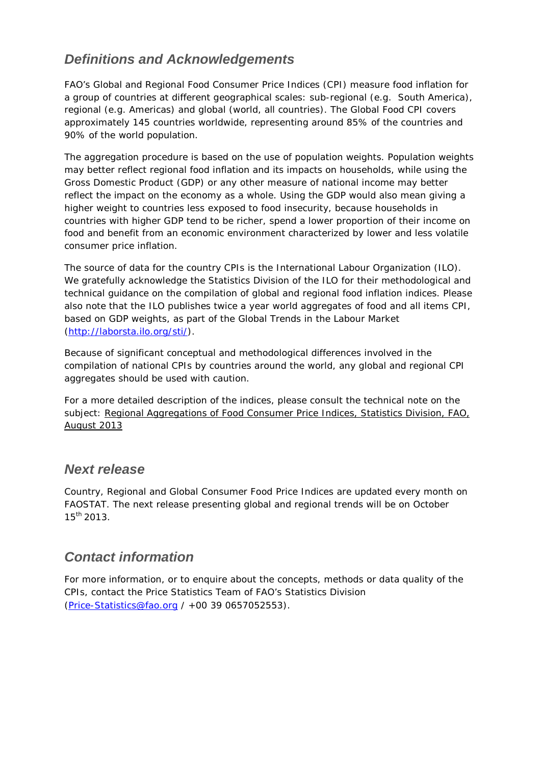## *Definitions and Acknowledgements*

FAO's Global and Regional Food Consumer Price Indices (CPI) measure food inflation for a group of countries at different geographical scales: sub-regional (e.g. South America), regional (e.g. Americas) and global (world, all countries). The Global Food CPI covers approximately 145 countries worldwide, representing around 85% of the countries and 90% of the world population.

The aggregation procedure is based on the use of population weights. Population weights may better reflect regional food inflation and its impacts on households, while using the Gross Domestic Product (GDP) or any other measure of national income may better reflect the impact on the economy as a whole. Using the GDP would also mean giving a higher weight to countries less exposed to food insecurity, because households in countries with higher GDP tend to be richer, spend a lower proportion of their income on food and benefit from an economic environment characterized by lower and less volatile consumer price inflation.

The source of data for the country CPIs is the International Labour Organization (ILO). We gratefully acknowledge the Statistics Division of the ILO for their methodological and technical guidance on the compilation of global and regional food inflation indices. Please also note that the ILO publishes twice a year world aggregates of food and all items CPI, based on GDP weights, as part of the Global Trends in the Labour Market (http://laborsta.ilo.org/sti/).

Because of significant conceptual and methodological differences involved in the compilation of national CPIs by countries around the world, any global and regional CPI aggregates should be used with caution.

For a more detailed description of the indices, please consult the technical note on the subject: Regional Aggregations of Food Consumer Price Indices, Statistics Division, FAO, August 2013

## *Next release*

Country, Regional and Global Consumer Food Price Indices are updated every month on FAOSTAT. The next release presenting global and regional trends will be on October 15th 2013.

## *Contact information*

For more information, or to enquire about the concepts, methods or data quality of the CPIs, contact the Price Statistics Team of FAO's Statistics Division (Price-Statistics@fao.org / +00 39 0657052553).